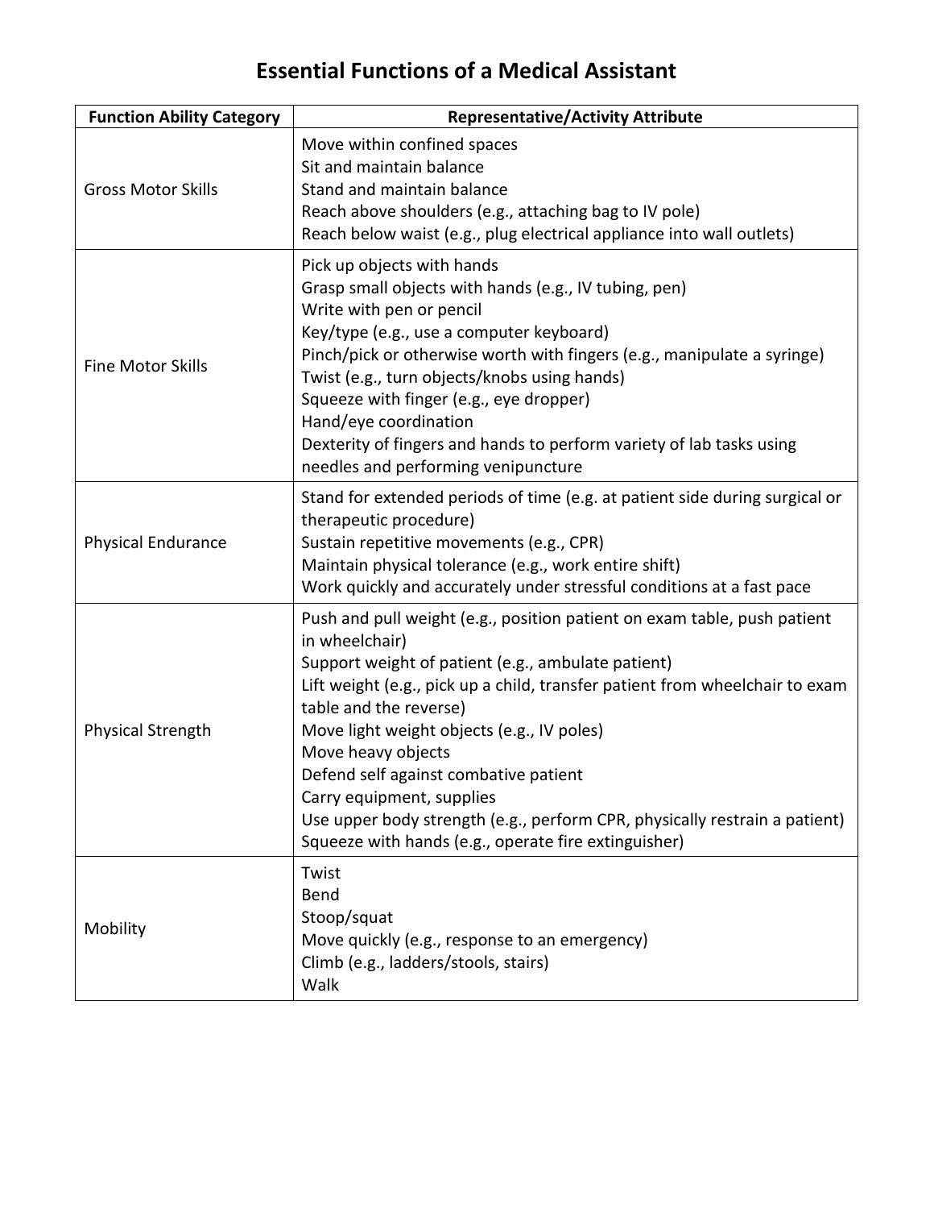# Essential Functions of a Medical Assistant

| Function Ability Category | Representative/Activity Attribute |
|---|---|
| Gross Motor Skills | Move within confined spaces<br>Sit and maintain balance<br>Stand and maintain balance<br>Reach above shoulders (e.g., attaching bag to IV pole)<br>Reach below waist (e.g., plug electrical appliance into wall outlets) |
| Fine Motor Skills | Pick up objects with hands<br>Grasp small objects with hands (e.g., IV tubing, pen)<br>Write with pen or pencil<br>Key/type (e.g., use a computer keyboard)<br>Pinch/pick or otherwise worth with fingers (e.g., manipulate a syringe)<br>Twist (e.g., turn objects/knobs using hands)<br>Squeeze with finger (e.g., eye dropper)<br>Hand/eye coordination<br>Dexterity of fingers and hands to perform variety of lab tasks using needles and performing venipuncture |
| Physical Endurance | Stand for extended periods of time (e.g. at patient side during surgical or therapeutic procedure)<br>Sustain repetitive movements (e.g., CPR)<br>Maintain physical tolerance (e.g., work entire shift)<br>Work quickly and accurately under stressful conditions at a fast pace |
| Physical Strength | Push and pull weight (e.g., position patient on exam table, push patient in wheelchair)<br>Support weight of patient (e.g., ambulate patient)<br>Lift weight (e.g., pick up a child, transfer patient from wheelchair to exam table and the reverse)<br>Move light weight objects (e.g., IV poles)<br>Move heavy objects<br>Defend self against combative patient<br>Carry equipment, supplies<br>Use upper body strength (e.g., perform CPR, physically restrain a patient)<br>Squeeze with hands (e.g., operate fire extinguisher) |
| Mobility | Twist<br>Bend<br>Stoop/squat<br>Move quickly (e.g., response to an emergency)<br>Climb (e.g., ladders/stools, stairs)<br>Walk |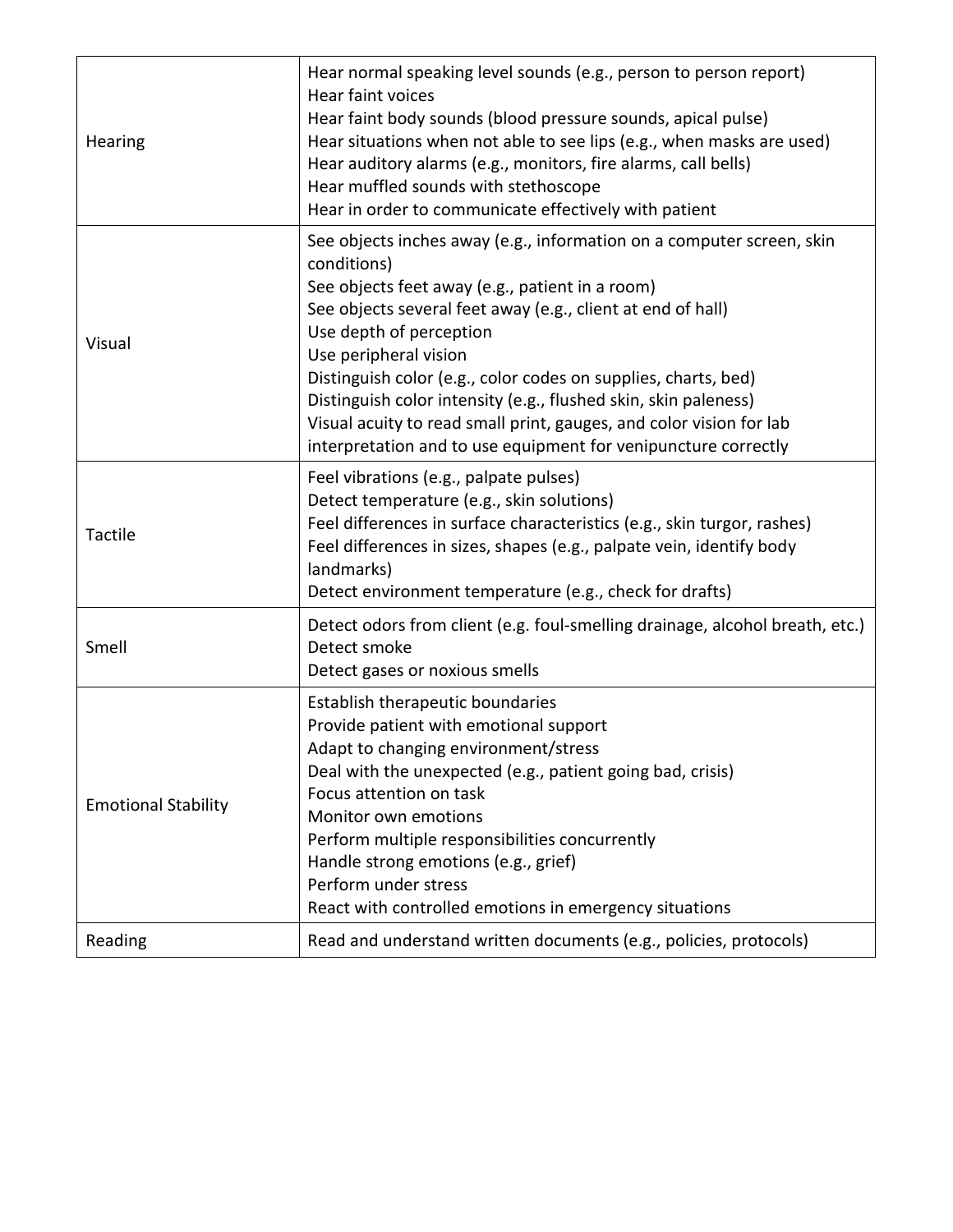| | |
|---|---|
| Hearing | Hear normal speaking level sounds (e.g., person to person report)<br>Hear faint voices<br>Hear faint body sounds (blood pressure sounds, apical pulse)<br>Hear situations when not able to see lips (e.g., when masks are used)<br>Hear auditory alarms (e.g., monitors, fire alarms, call bells)<br>Hear muffled sounds with stethoscope<br>Hear in order to communicate effectively with patient |
| Visual | See objects inches away (e.g., information on a computer screen, skin conditions)<br>See objects feet away (e.g., patient in a room)<br>See objects several feet away (e.g., client at end of hall)<br>Use depth of perception<br>Use peripheral vision<br>Distinguish color (e.g., color codes on supplies, charts, bed)<br>Distinguish color intensity (e.g., flushed skin, skin paleness)<br>Visual acuity to read small print, gauges, and color vision for lab interpretation and to use equipment for venipuncture correctly |
| Tactile | Feel vibrations (e.g., palpate pulses)<br>Detect temperature (e.g., skin solutions)<br>Feel differences in surface characteristics (e.g., skin turgor, rashes)<br>Feel differences in sizes, shapes (e.g., palpate vein, identify body landmarks)<br>Detect environment temperature (e.g., check for drafts) |
| Smell | Detect odors from client (e.g. foul-smelling drainage, alcohol breath, etc.)<br>Detect smoke<br>Detect gases or noxious smells |
| Emotional Stability | Establish therapeutic boundaries<br>Provide patient with emotional support<br>Adapt to changing environment/stress<br>Deal with the unexpected (e.g., patient going bad, crisis)<br>Focus attention on task<br>Monitor own emotions<br>Perform multiple responsibilities concurrently<br>Handle strong emotions (e.g., grief)<br>Perform under stress<br>React with controlled emotions in emergency situations |
| Reading | Read and understand written documents (e.g., policies, protocols) |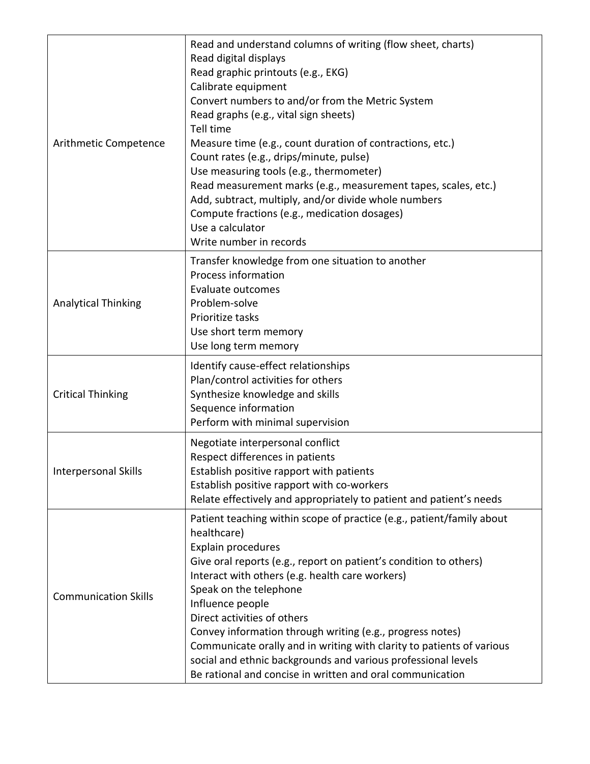| | |
|---|---|
| Arithmetic Competence | Read and understand columns of writing (flow sheet, charts)<br>Read digital displays<br>Read graphic printouts (e.g., EKG)<br>Calibrate equipment<br>Convert numbers to and/or from the Metric System<br>Read graphs (e.g., vital sign sheets)<br>Tell time<br>Measure time (e.g., count duration of contractions, etc.)<br>Count rates (e.g., drips/minute, pulse)<br>Use measuring tools (e.g., thermometer)<br>Read measurement marks (e.g., measurement tapes, scales, etc.)<br>Add, subtract, multiply, and/or divide whole numbers<br>Compute fractions (e.g., medication dosages)<br>Use a calculator<br>Write number in records |
| Analytical Thinking | Transfer knowledge from one situation to another<br>Process information<br>Evaluate outcomes<br>Problem-solve<br>Prioritize tasks<br>Use short term memory<br>Use long term memory |
| Critical Thinking | Identify cause-effect relationships<br>Plan/control activities for others<br>Synthesize knowledge and skills<br>Sequence information<br>Perform with minimal supervision |
| Interpersonal Skills | Negotiate interpersonal conflict<br>Respect differences in patients<br>Establish positive rapport with patients<br>Establish positive rapport with co-workers<br>Relate effectively and appropriately to patient and patient's needs |
| Communication Skills | Patient teaching within scope of practice (e.g., patient/family about healthcare)<br>Explain procedures<br>Give oral reports (e.g., report on patient's condition to others)<br>Interact with others (e.g. health care workers)<br>Speak on the telephone<br>Influence people<br>Direct activities of others<br>Convey information through writing (e.g., progress notes)<br>Communicate orally and in writing with clarity to patients of various social and ethnic backgrounds and various professional levels<br>Be rational and concise in written and oral communication |